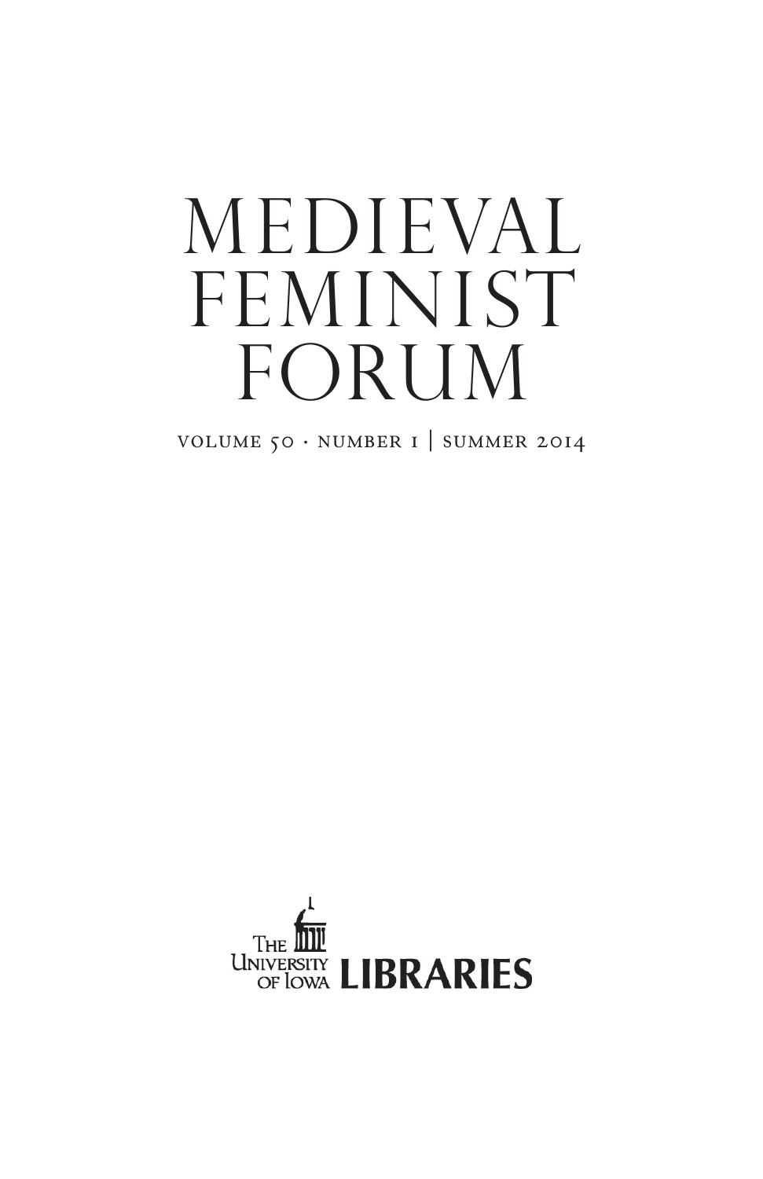# MEDIEVAL FEMINIST FORUM

VOLUME 50 · NUMBER 1 | SUMMER 2014

The University of Iowa LIBRARIES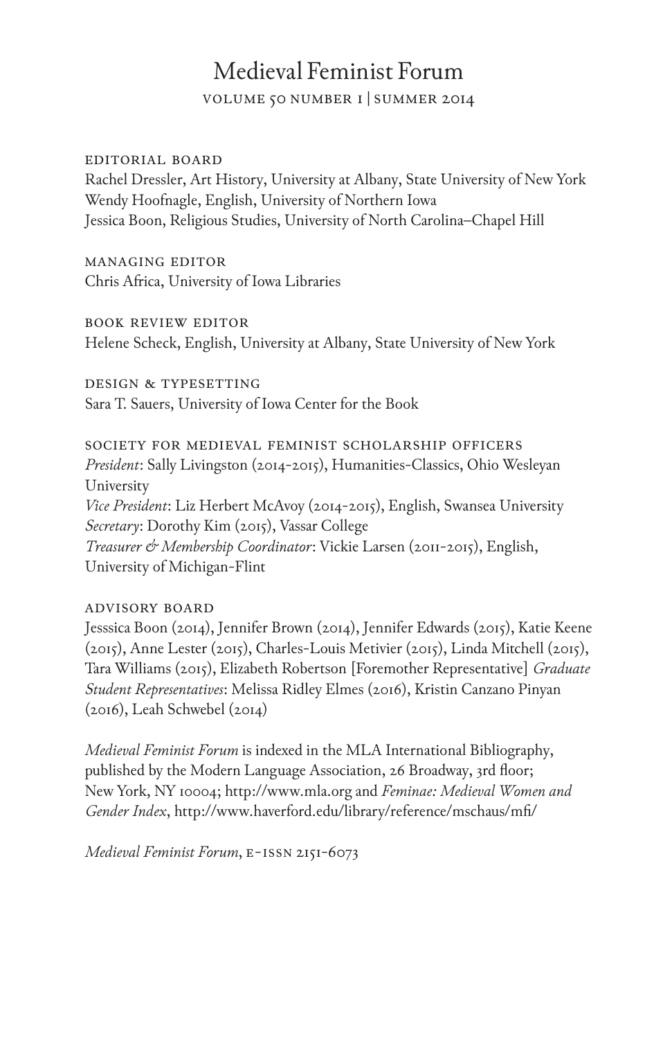# Medieval Feminist Forum

volume 50 number 1 | summer 2014

editorial board

Rachel Dressler, Art History, University at Albany, State University of New York
Wendy Hoofnagle, English, University of Northern Iowa
Jessica Boon, Religious Studies, University of North Carolina–Chapel Hill

managing editor

Chris Africa, University of Iowa Libraries

book review editor

Helene Scheck, English, University at Albany, State University of New York

design & typesetting

Sara T. Sauers, University of Iowa Center for the Book

society for medieval feminist scholarship officers

*President*: Sally Livingston (2014-2015), Humanities-Classics, Ohio Wesleyan University
*Vice President*: Liz Herbert McAvoy (2014-2015), English, Swansea University
*Secretary*: Dorothy Kim (2015), Vassar College
*Treasurer & Membership Coordinator*: Vickie Larsen (2011-2015), English, University of Michigan-Flint

advisory board

Jesssica Boon (2014), Jennifer Brown (2014), Jennifer Edwards (2015), Katie Keene (2015), Anne Lester (2015), Charles-Louis Metivier (2015), Linda Mitchell (2015), Tara Williams (2015), Elizabeth Robertson [Foremother Representative] *Graduate Student Representatives*: Melissa Ridley Elmes (2016), Kristin Canzano Pinyan (2016), Leah Schwebel (2014)

*Medieval Feminist Forum* is indexed in the MLA International Bibliography, published by the Modern Language Association, 26 Broadway, 3rd floor; New York, NY 10004; http://www.mla.org and *Feminae: Medieval Women and Gender Index*, http://www.haverford.edu/library/reference/mschaus/mfi/

*Medieval Feminist Forum*, e-issn 2151-6073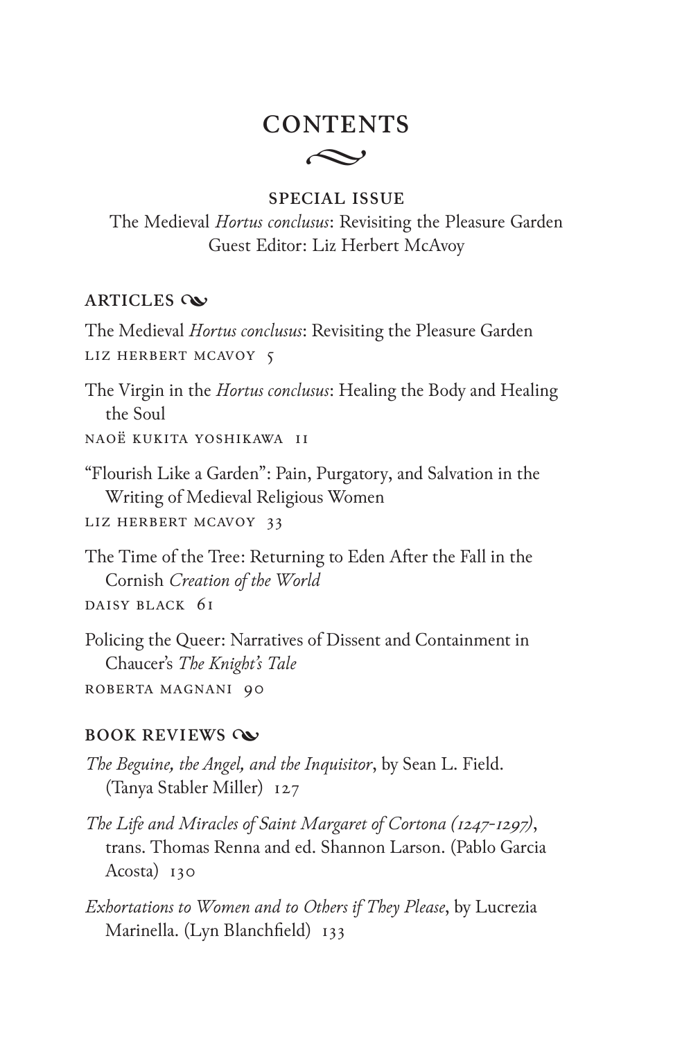# CONTENTS

## SPECIAL ISSUE

The Medieval *Hortus conclusus*: Revisiting the Pleasure Garden
Guest Editor: Liz Herbert McAvoy

### ARTICLES

The Medieval *Hortus conclusus*: Revisiting the Pleasure Garden
LIZ HERBERT MCAVOY 5

The Virgin in the *Hortus conclusus*: Healing the Body and Healing the Soul
NAOË KUKITA YOSHIKAWA 11

"Flourish Like a Garden": Pain, Purgatory, and Salvation in the Writing of Medieval Religious Women
LIZ HERBERT MCAVOY 33

The Time of the Tree: Returning to Eden After the Fall in the Cornish *Creation of the World*
DAISY BLACK 61

Policing the Queer: Narratives of Dissent and Containment in Chaucer's *The Knight's Tale*
ROBERTA MAGNANI 90

### BOOK REVIEWS

*The Beguine, the Angel, and the Inquisitor*, by Sean L. Field. (Tanya Stabler Miller) 127

*The Life and Miracles of Saint Margaret of Cortona (1247-1297)*, trans. Thomas Renna and ed. Shannon Larson. (Pablo Garcia Acosta) 130

*Exhortations to Women and to Others if They Please*, by Lucrezia Marinella. (Lyn Blanchfield) 133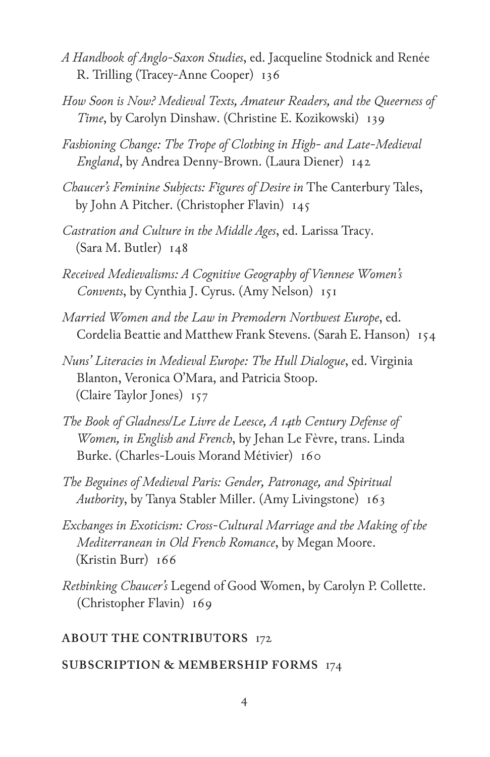*A Handbook of Anglo-Saxon Studies*, ed. Jacqueline Stodnick and Renée R. Trilling (Tracey-Anne Cooper) 136

*How Soon is Now? Medieval Texts, Amateur Readers, and the Queerness of Time*, by Carolyn Dinshaw. (Christine E. Kozikowski) 139

*Fashioning Change: The Trope of Clothing in High- and Late-Medieval England*, by Andrea Denny-Brown. (Laura Diener) 142

*Chaucer's Feminine Subjects: Figures of Desire in* The Canterbury Tales, by John A Pitcher. (Christopher Flavin) 145

*Castration and Culture in the Middle Ages*, ed. Larissa Tracy. (Sara M. Butler) 148

*Received Medievalisms: A Cognitive Geography of Viennese Women's Convents*, by Cynthia J. Cyrus. (Amy Nelson) 151

*Married Women and the Law in Premodern Northwest Europe*, ed. Cordelia Beattie and Matthew Frank Stevens. (Sarah E. Hanson) 154

*Nuns' Literacies in Medieval Europe: The Hull Dialogue*, ed. Virginia Blanton, Veronica O'Mara, and Patricia Stoop. (Claire Taylor Jones) 157

*The Book of Gladness/Le Livre de Leesce, A 14th Century Defense of Women, in English and French*, by Jehan Le Fèvre, trans. Linda Burke. (Charles-Louis Morand Métivier) 160

*The Beguines of Medieval Paris: Gender, Patronage, and Spiritual Authority*, by Tanya Stabler Miller. (Amy Livingstone) 163

*Exchanges in Exoticism: Cross-Cultural Marriage and the Making of the Mediterranean in Old French Romance*, by Megan Moore. (Kristin Burr) 166

*Rethinking Chaucer's* Legend of Good Women, by Carolyn P. Collette. (Christopher Flavin) 169

**ABOUT THE CONTRIBUTORS** 172

**SUBSCRIPTION & MEMBERSHIP FORMS** 174